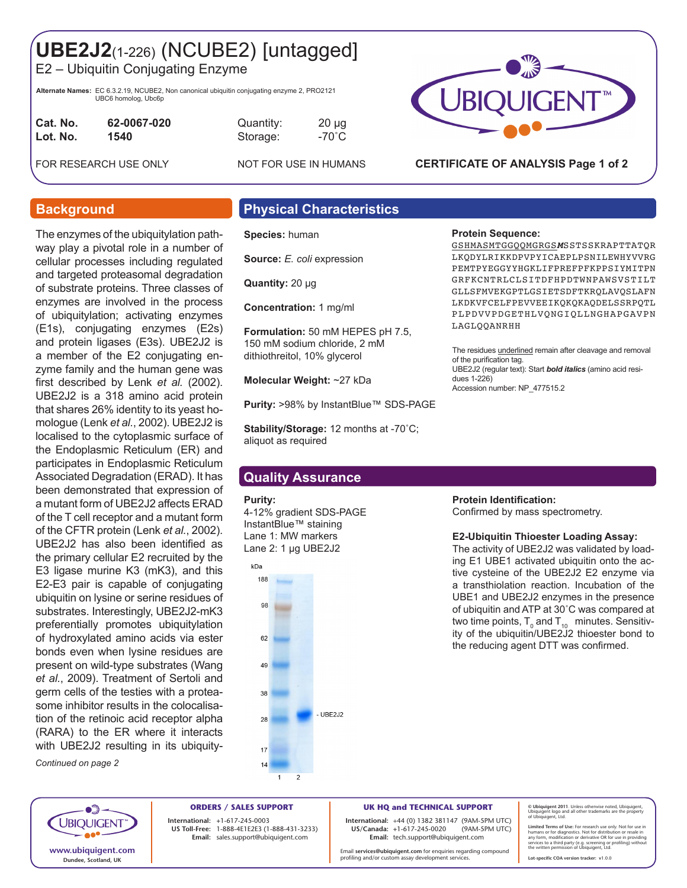# UBE2J2(1-226) (NCUBE2) [untagged]

E2 – Ubiquitin Conjugating Enzyme

**Alternate Names:** EC 6.3.2.19, NCUBE2, Non canonical ubiquitin conjugating enzyme 2, PRO2121 UBC6 homolog, Ubc6p

| | | | |
|---|---|---|---|
| **Cat. No.** | **62-0067-020** | Quantity: | 20 µg |
| **Lot. No.** | **1540** | Storage: | -70˚C |

FOR RESEARCH USE ONLY — NOT FOR USE IN HUMANS

**CERTIFICATE OF ANALYSIS Page 1 of 2**

## Background

The enzymes of the ubiquitylation pathway play a pivotal role in a number of cellular processes including regulated and targeted proteasomal degradation of substrate proteins. Three classes of enzymes are involved in the process of ubiquitylation; activating enzymes (E1s), conjugating enzymes (E2s) and protein ligases (E3s). UBE2J2 is a member of the E2 conjugating enzyme family and the human gene was first described by Lenk *et al.* (2002). UBE2J2 is a 318 amino acid protein that shares 26% identity to its yeast homologue (Lenk *et al.*, 2002). UBE2J2 is localised to the cytoplasmic surface of the Endoplasmic Reticulum (ER) and participates in Endoplasmic Reticulum Associated Degradation (ERAD). It has been demonstrated that expression of a mutant form of UBE2J2 affects ERAD of the T cell receptor and a mutant form of the CFTR protein (Lenk *et al.*, 2002). UBE2J2 has also been identified as the primary cellular E2 recruited by the E3 ligase murine K3 (mK3), and this E2-E3 pair is capable of conjugating ubiquitin on lysine or serine residues of substrates. Interestingly, UBE2J2-mK3 preferentially promotes ubiquitylation of hydroxylated amino acids via ester bonds even when lysine residues are present on wild-type substrates (Wang *et al.*, 2009). Treatment of Sertoli and germ cells of the testies with a proteasome inhibitor results in the colocalisation of the retinoic acid receptor alpha (RARA) to the ER where it interacts with UBE2J2 resulting in its ubiquity-

*Continued on page 2*

## Physical Characteristics

**Species:** human

**Source:** *E. coli* expression

**Quantity:** 20 µg

**Concentration:** 1 mg/ml

**Formulation:** 50 mM HEPES pH 7.5, 150 mM sodium chloride, 2 mM dithiothreitol, 10% glycerol

**Molecular Weight:** ~27 kDa

**Purity:** >98% by InstantBlue™ SDS-PAGE

**Stability/Storage:** 12 months at -70˚C; aliquot as required

**Protein Sequence:**

GSHMASMTGGQQMGRGS***M***SSTSSKRAPTTATQR LKQDYLRIKKDPVPYICAEPLPSNILEWHYVVRG PEMTPYEGGYYHGKLIFPREFPFKPPSIYMITPN GRFKCNTRLCLSITDFHPDTWNPAWSVSTILT GLLSFMVEKGPTLGSIETSDFTKRQLAVQSLAFN LKDKVFCELFPEVVEEIKQKQKAQDELSSRPQTL PLPDVVPDGETHLVQNGIQLLNGHAPGAVPN LAGLQQANRHH

The residues underlined remain after cleavage and removal of the purification tag.
UBE2J2 (regular text): Start ***bold italics*** (amino acid residues 1-226)
Accession number: NP_477515.2

## Quality Assurance

**Purity:**
4-12% gradient SDS-PAGE
InstantBlue™ staining
Lane 1: MW markers
Lane 2: 1 µg UBE2J2

kDa: 188, 98, 62, 49, 38, 28, 17, 14 — UBE2J2 (lanes 1, 2)

**Protein Identification:**
Confirmed by mass spectrometry.

**E2-Ubiquitin Thioester Loading Assay:**
The activity of UBE2J2 was validated by loading E1 UBE1 activated ubiquitin onto the active cysteine of the UBE2J2 E2 enzyme via a transthiolation reaction. Incubation of the UBE1 and UBE2J2 enzymes in the presence of ubiquitin and ATP at 30˚C was compared at two time points, $T_0$ and $T_{10}$ minutes. Sensitivity of the ubiquitin/UBE2J2 thioester bond to the reducing agent DTT was confirmed.

---

www.ubiquigent.com
Dundee, Scotland, UK

**ORDERS / SALES SUPPORT**
International: +1-617-245-0003
US Toll-Free: 1-888-4E1E2E3 (1-888-431-3233)
Email: sales.support@ubiquigent.com

**UK HQ and TECHNICAL SUPPORT**
International: +44 (0) 1382 381147 (9AM-5PM UTC)
US/Canada: +1-617-245-0020 (9AM-5PM UTC)
Email: tech.support@ubiquigent.com

Email **services@ubiquigent.com** for enquiries regarding compound profiling and/or custom assay development services.

**© Ubiquigent 2011.** Unless otherwise noted, Ubiquigent, Ubiquigent logo and all other trademarks are the property of Ubiquigent, Ltd.

**Limited Terms of Use:** For research use only. Not for use in humans or for diagnostics. Not for distribution or resale in any form, modification or derivative OR for use in providing services to a third party (e.g. screening or profiling) without the written permission of Ubiquigent, Ltd.

**Lot-specific COA version tracker:** v1.0.0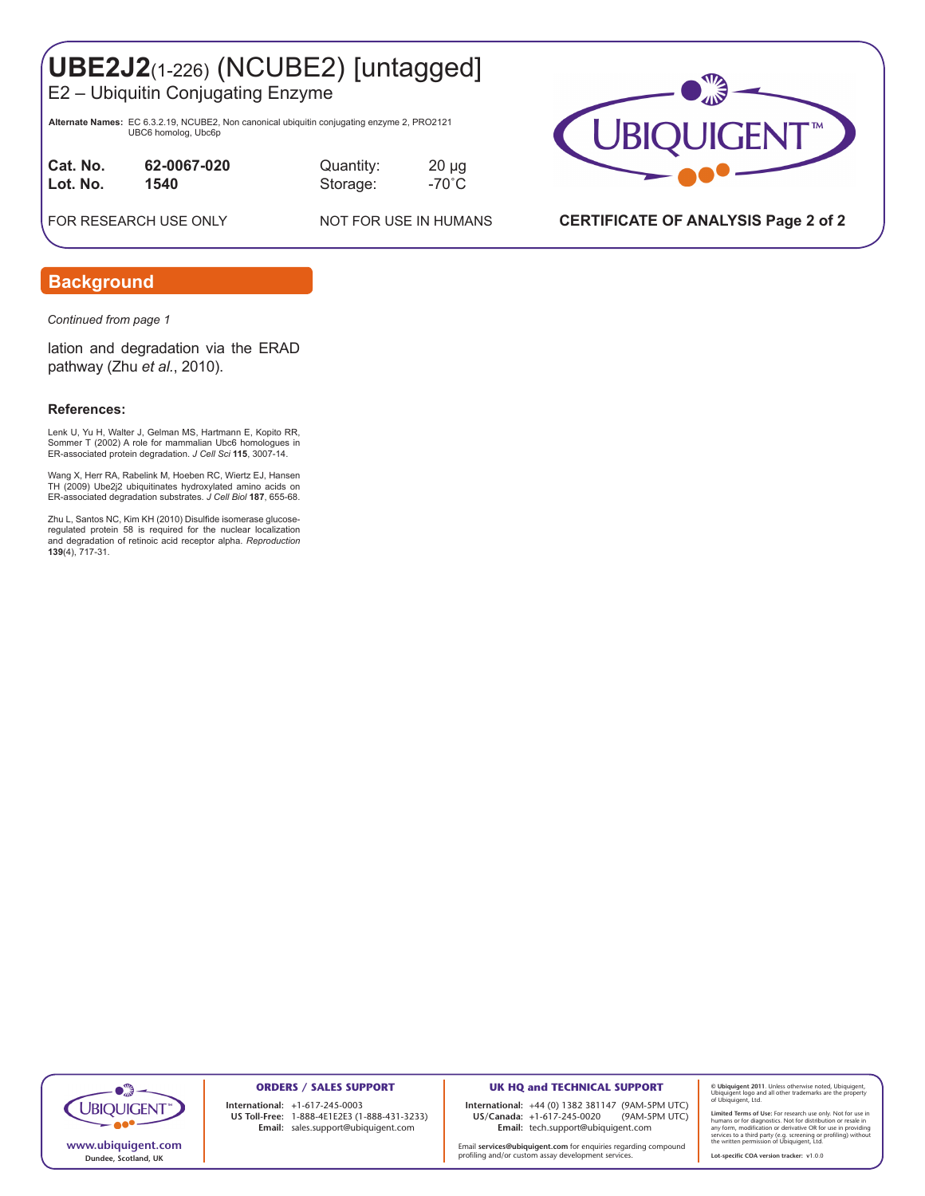# UBE2J2(1-226) (NCUBE2) [untagged]

E2 – Ubiquitin Conjugating Enzyme

**Alternate Names:** EC 6.3.2.19, NCUBE2, Non canonical ubiquitin conjugating enzyme 2, PRO2121 UBC6 homolog, Ubc6p

| | | | |
|---|---|---|---|
| **Cat. No.** | **62-0067-020** | Quantity: | 20 µg |
| **Lot. No.** | **1540** | Storage: | -70˚C |

FOR RESEARCH USE ONLY NOT FOR USE IN HUMANS

**CERTIFICATE OF ANALYSIS Page 2 of 2**

## Background

*Continued from page 1*

lation and degradation via the ERAD pathway (Zhu *et al.*, 2010).

### References:

Lenk U, Yu H, Walter J, Gelman MS, Hartmann E, Kopito RR, Sommer T (2002) A role for mammalian Ubc6 homologues in ER-associated protein degradation. *J Cell Sci* **115**, 3007-14.

Wang X, Herr RA, Rabelink M, Hoeben RC, Wiertz EJ, Hansen TH (2009) Ube2j2 ubiquitinates hydroxylated amino acids on ER-associated degradation substrates. *J Cell Biol* **187**, 655-68.

Zhu L, Santos NC, Kim KH (2010) Disulfide isomerase glucose-regulated protein 58 is required for the nuclear localization and degradation of retinoic acid receptor alpha. *Reproduction* **139**(4), 717-31.

**www.ubiquigent.com**
Dundee, Scotland, UK

**ORDERS / SALES SUPPORT**

International: +1-617-245-0003
US Toll-Free: 1-888-4E1E2E3 (1-888-431-3233)
Email: sales.support@ubiquigent.com

**UK HQ and TECHNICAL SUPPORT**

International: +44 (0) 1382 381147 (9AM-5PM UTC)
US/Canada: +1-617-245-0020 (9AM-5PM UTC)
Email: tech.support@ubiquigent.com

Email **services@ubiquigent.com** for enquiries regarding compound profiling and/or custom assay development services.

**© Ubiquigent 2011**. Unless otherwise noted, Ubiquigent, Ubiquigent logo and all other trademarks are the property of Ubiquigent, Ltd.

**Limited Terms of Use:** For research use only. Not for use in humans or for diagnostics. Not for distribution or resale in any form, modification or derivative OR for use in providing services to a third party (e.g. screening or profiling) without the written permission of Ubiquigent, Ltd.

**Lot-specific COA version tracker:** v1.0.0